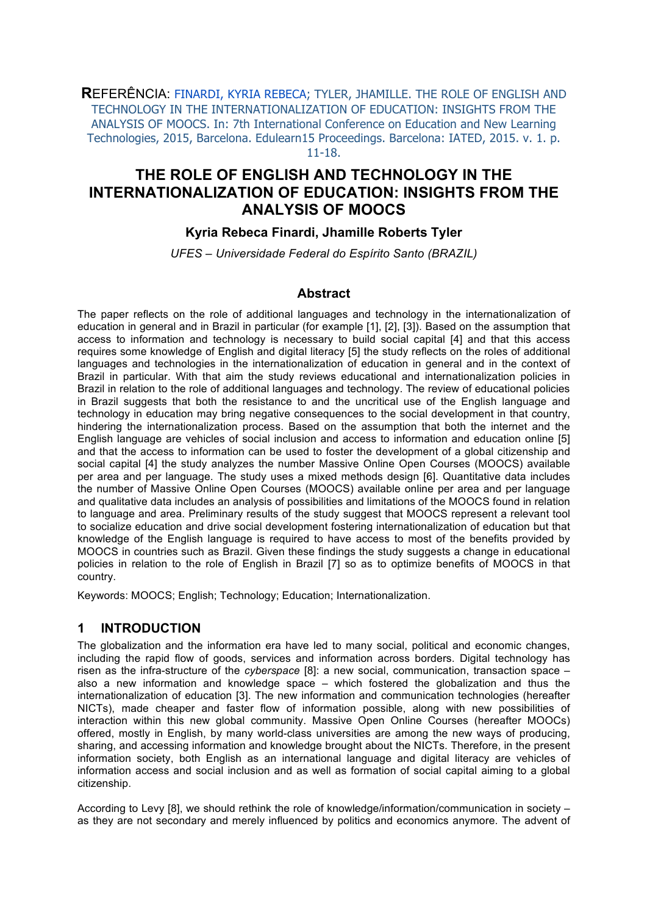**R**EFERÊNCIA: FINARDI, KYRIA REBECA; TYLER, JHAMILLE. THE ROLE OF ENGLISH AND TECHNOLOGY IN THE INTERNATIONALIZATION OF EDUCATION: INSIGHTS FROM THE ANALYSIS OF MOOCS. In: 7th International Conference on Education and New Learning Technologies, 2015, Barcelona. Edulearn15 Proceedings. Barcelona: IATED, 2015. v. 1. p. 11-18.

# THE ROLE OF ENGLISH AND TECHNOLOGY IN THE INTERNATIONALIZATION OF EDUCATION: INSIGHTS FROM THE ANALYSIS OF MOOCS

**Kyria Rebeca Finardi, Jhamille Roberts Tyler**

*UFES – Universidade Federal do Espírito Santo (BRAZIL)*

## Abstract

The paper reflects on the role of additional languages and technology in the internationalization of education in general and in Brazil in particular (for example [1], [2], [3]). Based on the assumption that access to information and technology is necessary to build social capital [4] and that this access requires some knowledge of English and digital literacy [5] the study reflects on the roles of additional languages and technologies in the internationalization of education in general and in the context of Brazil in particular. With that aim the study reviews educational and internationalization policies in Brazil in relation to the role of additional languages and technology. The review of educational policies in Brazil suggests that both the resistance to and the uncritical use of the English language and technology in education may bring negative consequences to the social development in that country, hindering the internationalization process. Based on the assumption that both the internet and the English language are vehicles of social inclusion and access to information and education online [5] and that the access to information can be used to foster the development of a global citizenship and social capital [4] the study analyzes the number Massive Online Open Courses (MOOCS) available per area and per language. The study uses a mixed methods design [6]. Quantitative data includes the number of Massive Online Open Courses (MOOCS) available online per area and per language and qualitative data includes an analysis of possibilities and limitations of the MOOCS found in relation to language and area. Preliminary results of the study suggest that MOOCS represent a relevant tool to socialize education and drive social development fostering internationalization of education but that knowledge of the English language is required to have access to most of the benefits provided by MOOCS in countries such as Brazil. Given these findings the study suggests a change in educational policies in relation to the role of English in Brazil [7] so as to optimize benefits of MOOCS in that country.

Keywords: MOOCS; English; Technology; Education; Internationalization.

## 1 INTRODUCTION

The globalization and the information era have led to many social, political and economic changes, including the rapid flow of goods, services and information across borders. Digital technology has risen as the infra-structure of the *cyberspace* [8]: a new social, communication, transaction space – also a new information and knowledge space – which fostered the globalization and thus the internationalization of education [3]. The new information and communication technologies (hereafter NICTs), made cheaper and faster flow of information possible, along with new possibilities of interaction within this new global community. Massive Open Online Courses (hereafter MOOCs) offered, mostly in English, by many world-class universities are among the new ways of producing, sharing, and accessing information and knowledge brought about the NICTs. Therefore, in the present information society, both English as an international language and digital literacy are vehicles of information access and social inclusion and as well as formation of social capital aiming to a global citizenship.

According to Levy [8], we should rethink the role of knowledge/information/communication in society – as they are not secondary and merely influenced by politics and economics anymore. The advent of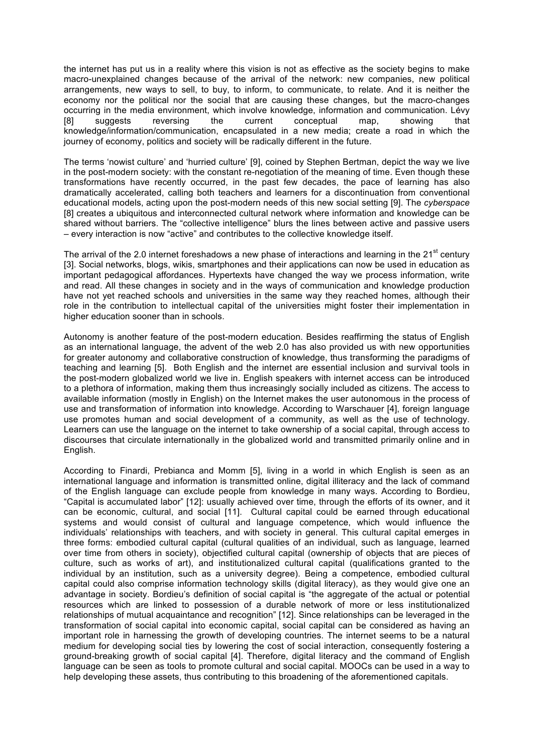the internet has put us in a reality where this vision is not as effective as the society begins to make macro-unexplained changes because of the arrival of the network: new companies, new political arrangements, new ways to sell, to buy, to inform, to communicate, to relate. And it is neither the economy nor the political nor the social that are causing these changes, but the macro-changes occurring in the media environment, which involve knowledge, information and communication. Lévy [8] suggests reversing the current conceptual map, showing that knowledge/information/communication, encapsulated in a new media; create a road in which the journey of economy, politics and society will be radically different in the future.

The terms 'nowist culture' and 'hurried culture' [9], coined by Stephen Bertman, depict the way we live in the post-modern society: with the constant re-negotiation of the meaning of time. Even though these transformations have recently occurred, in the past few decades, the pace of learning has also dramatically accelerated, calling both teachers and learners for a discontinuation from conventional educational models, acting upon the post-modern needs of this new social setting [9]. The *cyberspace* [8] creates a ubiquitous and interconnected cultural network where information and knowledge can be shared without barriers. The "collective intelligence" blurs the lines between active and passive users – every interaction is now "active" and contributes to the collective knowledge itself.

The arrival of the 2.0 internet foreshadows a new phase of interactions and learning in the 21st century [3]. Social networks, blogs, wikis, smartphones and their applications can now be used in education as important pedagogical affordances. Hypertexts have changed the way we process information, write and read. All these changes in society and in the ways of communication and knowledge production have not yet reached schools and universities in the same way they reached homes, although their role in the contribution to intellectual capital of the universities might foster their implementation in higher education sooner than in schools.

Autonomy is another feature of the post-modern education. Besides reaffirming the status of English as an international language, the advent of the web 2.0 has also provided us with new opportunities for greater autonomy and collaborative construction of knowledge, thus transforming the paradigms of teaching and learning [5]. Both English and the internet are essential inclusion and survival tools in the post-modern globalized world we live in. English speakers with internet access can be introduced to a plethora of information, making them thus increasingly socially included as citizens. The access to available information (mostly in English) on the Internet makes the user autonomous in the process of use and transformation of information into knowledge. According to Warschauer [4], foreign language use promotes human and social development of a community, as well as the use of technology. Learners can use the language on the internet to take ownership of a social capital, through access to discourses that circulate internationally in the globalized world and transmitted primarily online and in English.

According to Finardi, Prebianca and Momm [5], living in a world in which English is seen as an international language and information is transmitted online, digital illiteracy and the lack of command of the English language can exclude people from knowledge in many ways. According to Bordieu, "Capital is accumulated labor" [12]: usually achieved over time, through the efforts of its owner, and it can be economic, cultural, and social [11]. Cultural capital could be earned through educational systems and would consist of cultural and language competence, which would influence the individuals' relationships with teachers, and with society in general. This cultural capital emerges in three forms: embodied cultural capital (cultural qualities of an individual, such as language, learned over time from others in society), objectified cultural capital (ownership of objects that are pieces of culture, such as works of art), and institutionalized cultural capital (qualifications granted to the individual by an institution, such as a university degree). Being a competence, embodied cultural capital could also comprise information technology skills (digital literacy), as they would give one an advantage in society. Bordieu's definition of social capital is "the aggregate of the actual or potential resources which are linked to possession of a durable network of more or less institutionalized relationships of mutual acquaintance and recognition" [12]. Since relationships can be leveraged in the transformation of social capital into economic capital, social capital can be considered as having an important role in harnessing the growth of developing countries. The internet seems to be a natural medium for developing social ties by lowering the cost of social interaction, consequently fostering a ground-breaking growth of social capital [4]. Therefore, digital literacy and the command of English language can be seen as tools to promote cultural and social capital. MOOCs can be used in a way to help developing these assets, thus contributing to this broadening of the aforementioned capitals.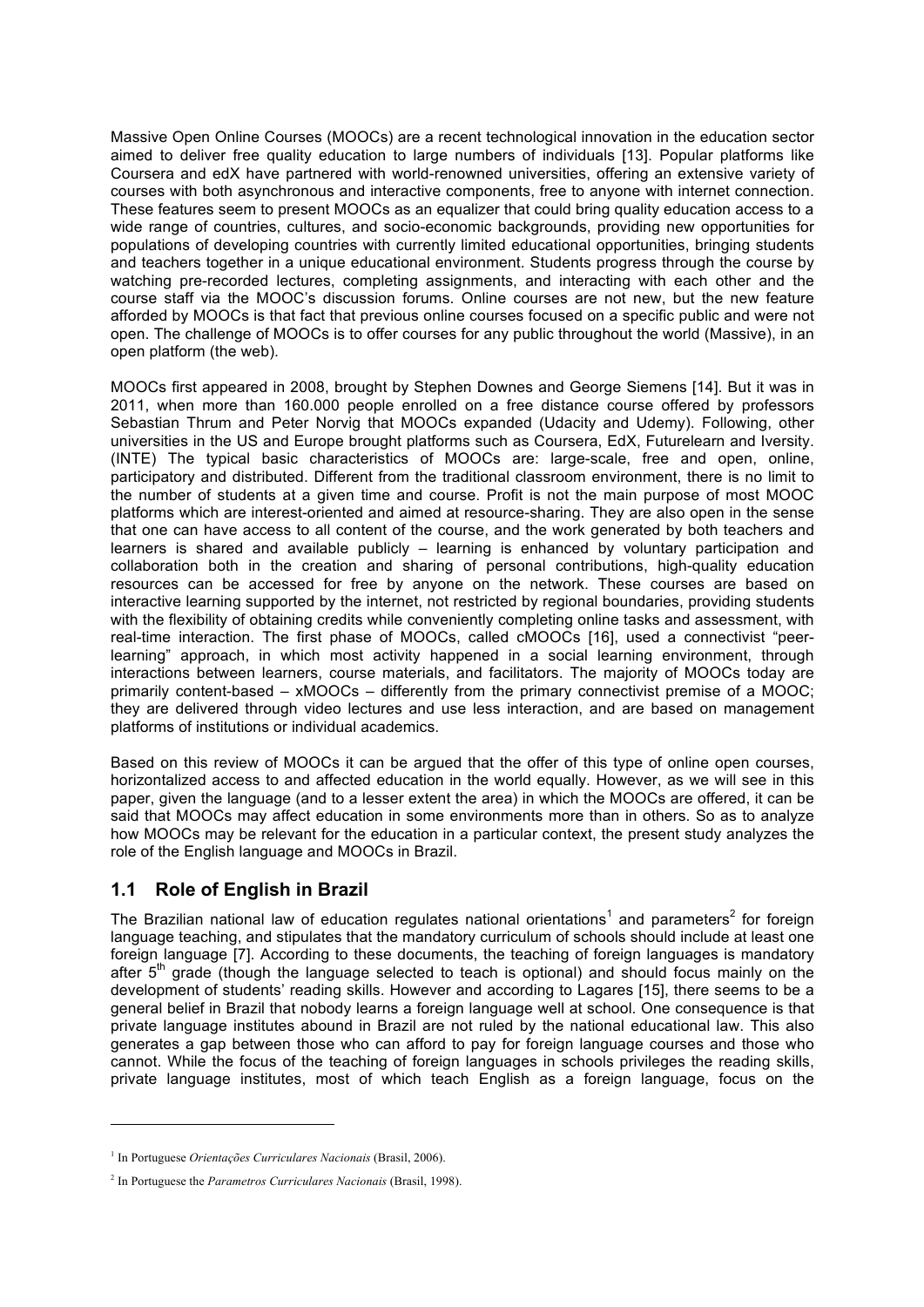Massive Open Online Courses (MOOCs) are a recent technological innovation in the education sector aimed to deliver free quality education to large numbers of individuals [13]. Popular platforms like Coursera and edX have partnered with world-renowned universities, offering an extensive variety of courses with both asynchronous and interactive components, free to anyone with internet connection. These features seem to present MOOCs as an equalizer that could bring quality education access to a wide range of countries, cultures, and socio-economic backgrounds, providing new opportunities for populations of developing countries with currently limited educational opportunities, bringing students and teachers together in a unique educational environment. Students progress through the course by watching pre-recorded lectures, completing assignments, and interacting with each other and the course staff via the MOOC's discussion forums. Online courses are not new, but the new feature afforded by MOOCs is that fact that previous online courses focused on a specific public and were not open. The challenge of MOOCs is to offer courses for any public throughout the world (Massive), in an open platform (the web).

MOOCs first appeared in 2008, brought by Stephen Downes and George Siemens [14]. But it was in 2011, when more than 160.000 people enrolled on a free distance course offered by professors Sebastian Thrum and Peter Norvig that MOOCs expanded (Udacity and Udemy). Following, other universities in the US and Europe brought platforms such as Coursera, EdX, Futurelearn and Iversity. (INTE) The typical basic characteristics of MOOCs are: large-scale, free and open, online, participatory and distributed. Different from the traditional classroom environment, there is no limit to the number of students at a given time and course. Profit is not the main purpose of most MOOC platforms which are interest-oriented and aimed at resource-sharing. They are also open in the sense that one can have access to all content of the course, and the work generated by both teachers and learners is shared and available publicly – learning is enhanced by voluntary participation and collaboration both in the creation and sharing of personal contributions, high-quality education resources can be accessed for free by anyone on the network. These courses are based on interactive learning supported by the internet, not restricted by regional boundaries, providing students with the flexibility of obtaining credits while conveniently completing online tasks and assessment, with real-time interaction. The first phase of MOOCs, called cMOOCs [16], used a connectivist "peer-learning" approach, in which most activity happened in a social learning environment, through interactions between learners, course materials, and facilitators. The majority of MOOCs today are primarily content-based – xMOOCs – differently from the primary connectivist premise of a MOOC; they are delivered through video lectures and use less interaction, and are based on management platforms of institutions or individual academics.

Based on this review of MOOCs it can be argued that the offer of this type of online open courses, horizontalized access to and affected education in the world equally. However, as we will see in this paper, given the language (and to a lesser extent the area) in which the MOOCs are offered, it can be said that MOOCs may affect education in some environments more than in others. So as to analyze how MOOCs may be relevant for the education in a particular context, the present study analyzes the role of the English language and MOOCs in Brazil.

## 1.1 Role of English in Brazil

The Brazilian national law of education regulates national orientations[1] and parameters[2] for foreign language teaching, and stipulates that the mandatory curriculum of schools should include at least one foreign language [7]. According to these documents, the teaching of foreign languages is mandatory after 5[th] grade (though the language selected to teach is optional) and should focus mainly on the development of students' reading skills. However and according to Lagares [15], there seems to be a general belief in Brazil that nobody learns a foreign language well at school. One consequence is that private language institutes abound in Brazil are not ruled by the national educational law. This also generates a gap between those who can afford to pay for foreign language courses and those who cannot. While the focus of the teaching of foreign languages in schools privileges the reading skills, private language institutes, most of which teach English as a foreign language, focus on the

---

[1] In Portuguese *Orientações Curriculares Nacionais* (Brasil, 2006).

[2] In Portuguese the *Parametros Curriculares Nacionais* (Brasil, 1998).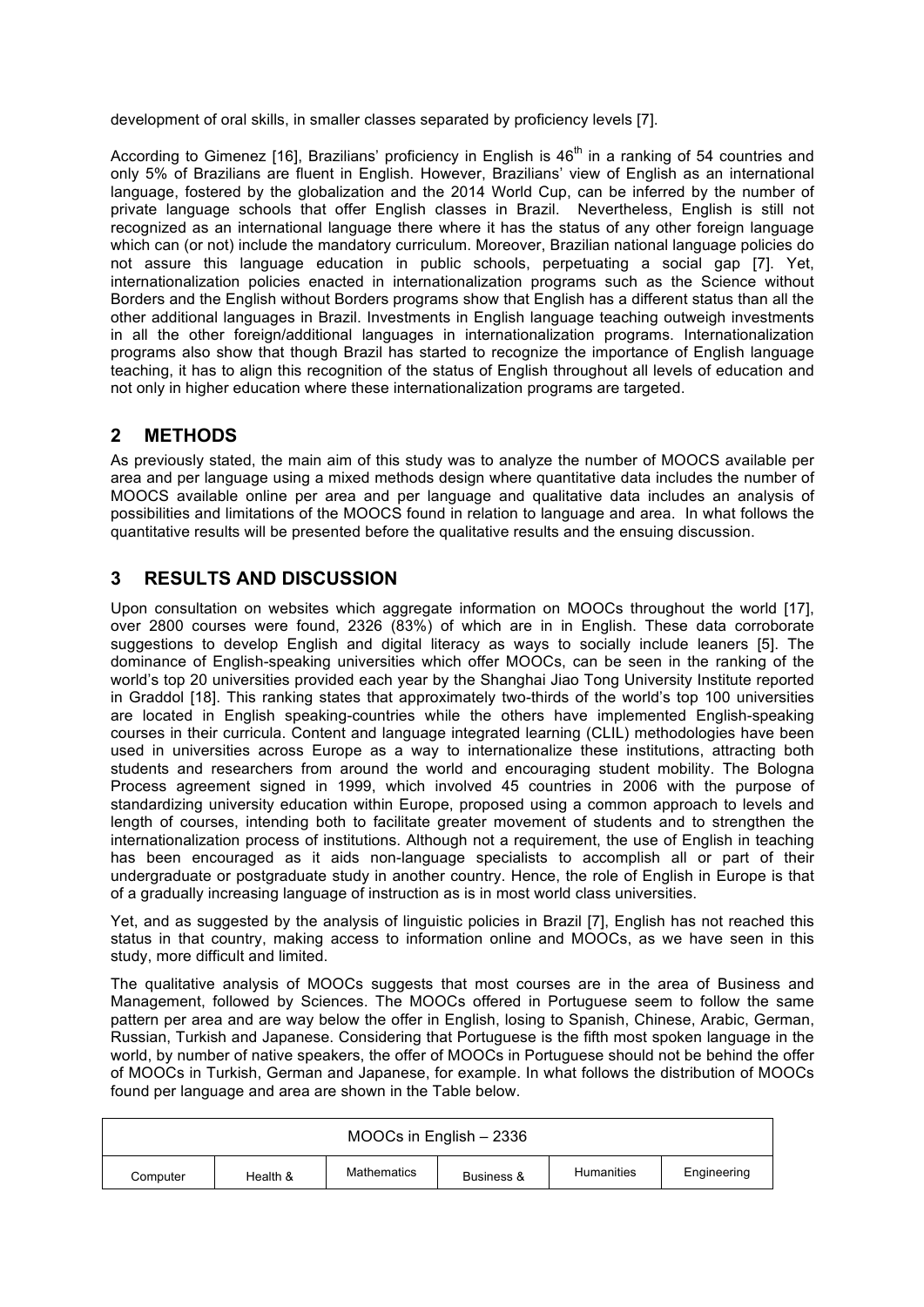development of oral skills, in smaller classes separated by proficiency levels [7].

According to Gimenez [16], Brazilians' proficiency in English is 46th in a ranking of 54 countries and only 5% of Brazilians are fluent in English. However, Brazilians' view of English as an international language, fostered by the globalization and the 2014 World Cup, can be inferred by the number of private language schools that offer English classes in Brazil. Nevertheless, English is still not recognized as an international language there where it has the status of any other foreign language which can (or not) include the mandatory curriculum. Moreover, Brazilian national language policies do not assure this language education in public schools, perpetuating a social gap [7]. Yet, internationalization policies enacted in internationalization programs such as the Science without Borders and the English without Borders programs show that English has a different status than all the other additional languages in Brazil. Investments in English language teaching outweigh investments in all the other foreign/additional languages in internationalization programs. Internationalization programs also show that though Brazil has started to recognize the importance of English language teaching, it has to align this recognition of the status of English throughout all levels of education and not only in higher education where these internationalization programs are targeted.

## 2 METHODS

As previously stated, the main aim of this study was to analyze the number of MOOCS available per area and per language using a mixed methods design where quantitative data includes the number of MOOCS available online per area and per language and qualitative data includes an analysis of possibilities and limitations of the MOOCS found in relation to language and area. In what follows the quantitative results will be presented before the qualitative results and the ensuing discussion.

## 3 RESULTS AND DISCUSSION

Upon consultation on websites which aggregate information on MOOCs throughout the world [17], over 2800 courses were found, 2326 (83%) of which are in in English. These data corroborate suggestions to develop English and digital literacy as ways to socially include leaners [5]. The dominance of English-speaking universities which offer MOOCs, can be seen in the ranking of the world's top 20 universities provided each year by the Shanghai Jiao Tong University Institute reported in Graddol [18]. This ranking states that approximately two-thirds of the world's top 100 universities are located in English speaking-countries while the others have implemented English-speaking courses in their curricula. Content and language integrated learning (CLIL) methodologies have been used in universities across Europe as a way to internationalize these institutions, attracting both students and researchers from around the world and encouraging student mobility. The Bologna Process agreement signed in 1999, which involved 45 countries in 2006 with the purpose of standardizing university education within Europe, proposed using a common approach to levels and length of courses, intending both to facilitate greater movement of students and to strengthen the internationalization process of institutions. Although not a requirement, the use of English in teaching has been encouraged as it aids non-language specialists to accomplish all or part of their undergraduate or postgraduate study in another country. Hence, the role of English in Europe is that of a gradually increasing language of instruction as is in most world class universities.

Yet, and as suggested by the analysis of linguistic policies in Brazil [7], English has not reached this status in that country, making access to information online and MOOCs, as we have seen in this study, more difficult and limited.

The qualitative analysis of MOOCs suggests that most courses are in the area of Business and Management, followed by Sciences. The MOOCs offered in Portuguese seem to follow the same pattern per area and are way below the offer in English, losing to Spanish, Chinese, Arabic, German, Russian, Turkish and Japanese. Considering that Portuguese is the fifth most spoken language in the world, by number of native speakers, the offer of MOOCs in Portuguese should not be behind the offer of MOOCs in Turkish, German and Japanese, for example. In what follows the distribution of MOOCs found per language and area are shown in the Table below.

| MOOCs in English – 2336 | | | | | |
|---|---|---|---|---|---|
| Computer | Health & | Mathematics | Business & | Humanities | Engineering |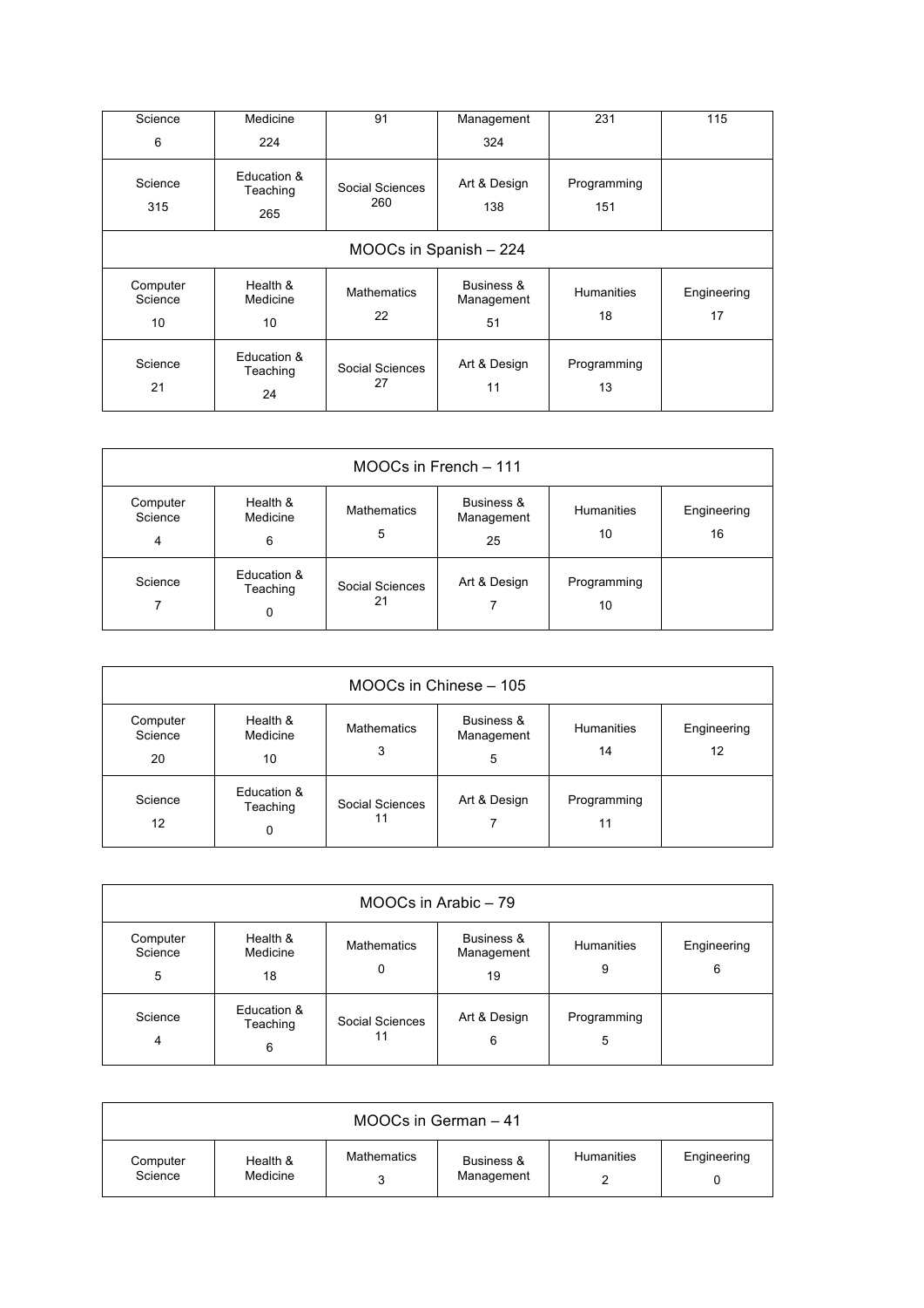| Science 6 | Medicine 224 | 91 | Management 324 | 231 | 115 |
|---|---|---|---|---|---|
| Science 315 | Education & Teaching 265 | Social Sciences 260 | Art & Design 138 | Programming 151 | |

| MOOCs in Spanish – 224 | | | | | |
|---|---|---|---|---|---|
| Computer Science 10 | Health & Medicine 10 | Mathematics 22 | Business & Management 51 | Humanities 18 | Engineering 17 |
| Science 21 | Education & Teaching 24 | Social Sciences 27 | Art & Design 11 | Programming 13 | |

| MOOCs in French – 111 | | | | | |
|---|---|---|---|---|---|
| Computer Science 4 | Health & Medicine 6 | Mathematics 5 | Business & Management 25 | Humanities 10 | Engineering 16 |
| Science 7 | Education & Teaching 0 | Social Sciences 21 | Art & Design 7 | Programming 10 | |

| MOOCs in Chinese – 105 | | | | | |
|---|---|---|---|---|---|
| Computer Science 20 | Health & Medicine 10 | Mathematics 3 | Business & Management 5 | Humanities 14 | Engineering 12 |
| Science 12 | Education & Teaching 0 | Social Sciences 11 | Art & Design 7 | Programming 11 | |

| MOOCs in Arabic – 79 | | | | | |
|---|---|---|---|---|---|
| Computer Science 5 | Health & Medicine 18 | Mathematics 0 | Business & Management 19 | Humanities 9 | Engineering 6 |
| Science 4 | Education & Teaching 6 | Social Sciences 11 | Art & Design 6 | Programming 5 | |

| MOOCs in German – 41 | | | | | |
|---|---|---|---|---|---|
| Computer Science | Health & Medicine | Mathematics 3 | Business & Management | Humanities 2 | Engineering 0 |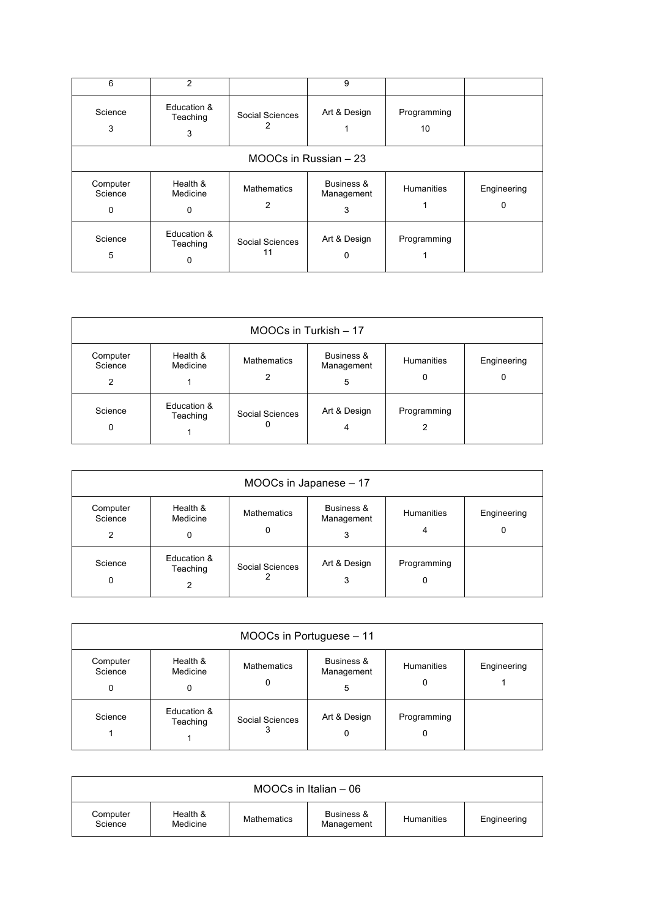| 6 | 2 | | 9 | | |
|---|---|---|---|---|---|
| Science 3 | Education & Teaching 3 | Social Sciences 2 | Art & Design 1 | Programming 10 | |

| MOOCs in Russian – 23 | | | | | |
|---|---|---|---|---|---|
| Computer Science 0 | Health & Medicine 0 | Mathematics 2 | Business & Management 3 | Humanities 1 | Engineering 0 |
| Science 5 | Education & Teaching 0 | Social Sciences 11 | Art & Design 0 | Programming 1 | |

| MOOCs in Turkish – 17 | | | | | |
|---|---|---|---|---|---|
| Computer Science 2 | Health & Medicine 1 | Mathematics 2 | Business & Management 5 | Humanities 0 | Engineering 0 |
| Science 0 | Education & Teaching 1 | Social Sciences 0 | Art & Design 4 | Programming 2 | |

| MOOCs in Japanese – 17 | | | | | |
|---|---|---|---|---|---|
| Computer Science 2 | Health & Medicine 0 | Mathematics 0 | Business & Management 3 | Humanities 4 | Engineering 0 |
| Science 0 | Education & Teaching 2 | Social Sciences 2 | Art & Design 3 | Programming 0 | |

| MOOCs in Portuguese – 11 | | | | | |
|---|---|---|---|---|---|
| Computer Science 0 | Health & Medicine 0 | Mathematics 0 | Business & Management 5 | Humanities 0 | Engineering 1 |
| Science 1 | Education & Teaching 1 | Social Sciences 3 | Art & Design 0 | Programming 0 | |

| MOOCs in Italian – 06 | | | | | |
|---|---|---|---|---|---|
| Computer Science | Health & Medicine | Mathematics | Business & Management | Humanities | Engineering |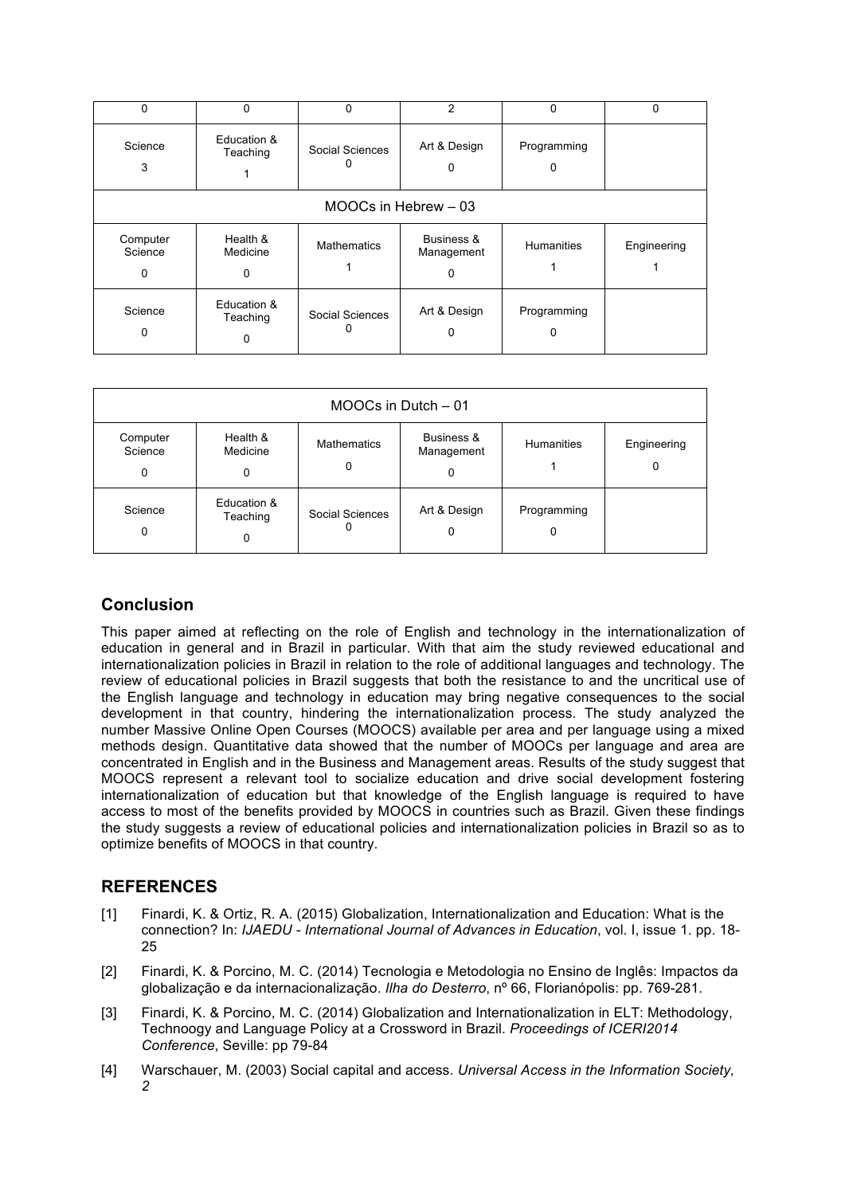| 0 | 0 | 0 | 2 | 0 | 0 |
|---|---|---|---|---|---|
| Science 3 | Education & Teaching 1 | Social Sciences 0 | Art & Design 0 | Programming 0 | |
| MOOCs in Hebrew – 03 | | | | | |
| Computer Science 0 | Health & Medicine 0 | Mathematics 1 | Business & Management 0 | Humanities 1 | Engineering 1 |
| Science 0 | Education & Teaching 0 | Social Sciences 0 | Art & Design 0 | Programming 0 | |

| MOOCs in Dutch – 01 | | | | | |
|---|---|---|---|---|---|
| Computer Science 0 | Health & Medicine 0 | Mathematics 0 | Business & Management 0 | Humanities 1 | Engineering 0 |
| Science 0 | Education & Teaching 0 | Social Sciences 0 | Art & Design 0 | Programming 0 | |

## Conclusion

This paper aimed at reflecting on the role of English and technology in the internationalization of education in general and in Brazil in particular. With that aim the study reviewed educational and internationalization policies in Brazil in relation to the role of additional languages and technology. The review of educational policies in Brazil suggests that both the resistance to and the uncritical use of the English language and technology in education may bring negative consequences to the social development in that country, hindering the internationalization process. The study analyzed the number Massive Online Open Courses (MOOCS) available per area and per language using a mixed methods design. Quantitative data showed that the number of MOOCs per language and area are concentrated in English and in the Business and Management areas. Results of the study suggest that MOOCS represent a relevant tool to socialize education and drive social development fostering internationalization of education but that knowledge of the English language is required to have access to most of the benefits provided by MOOCS in countries such as Brazil. Given these findings the study suggests a review of educational policies and internationalization policies in Brazil so as to optimize benefits of MOOCS in that country.

## REFERENCES

[1] Finardi, K. & Ortiz, R. A. (2015) Globalization, Internationalization and Education: What is the connection? In: *IJAEDU - International Journal of Advances in Education*, vol. I, issue 1. pp. 18-25

[2] Finardi, K. & Porcino, M. C. (2014) Tecnologia e Metodologia no Ensino de Inglês: Impactos da globalização e da internacionalização. *Ilha do Desterro*, nº 66, Florianópolis: pp. 769-281.

[3] Finardi, K. & Porcino, M. C. (2014) Globalization and Internationalization in ELT: Methodology, Technoogy and Language Policy at a Crossword in Brazil. *Proceedings of ICERI2014 Conference*, Seville: pp 79-84

[4] Warschauer, M. (2003) Social capital and access. *Universal Access in the Information Society, 2*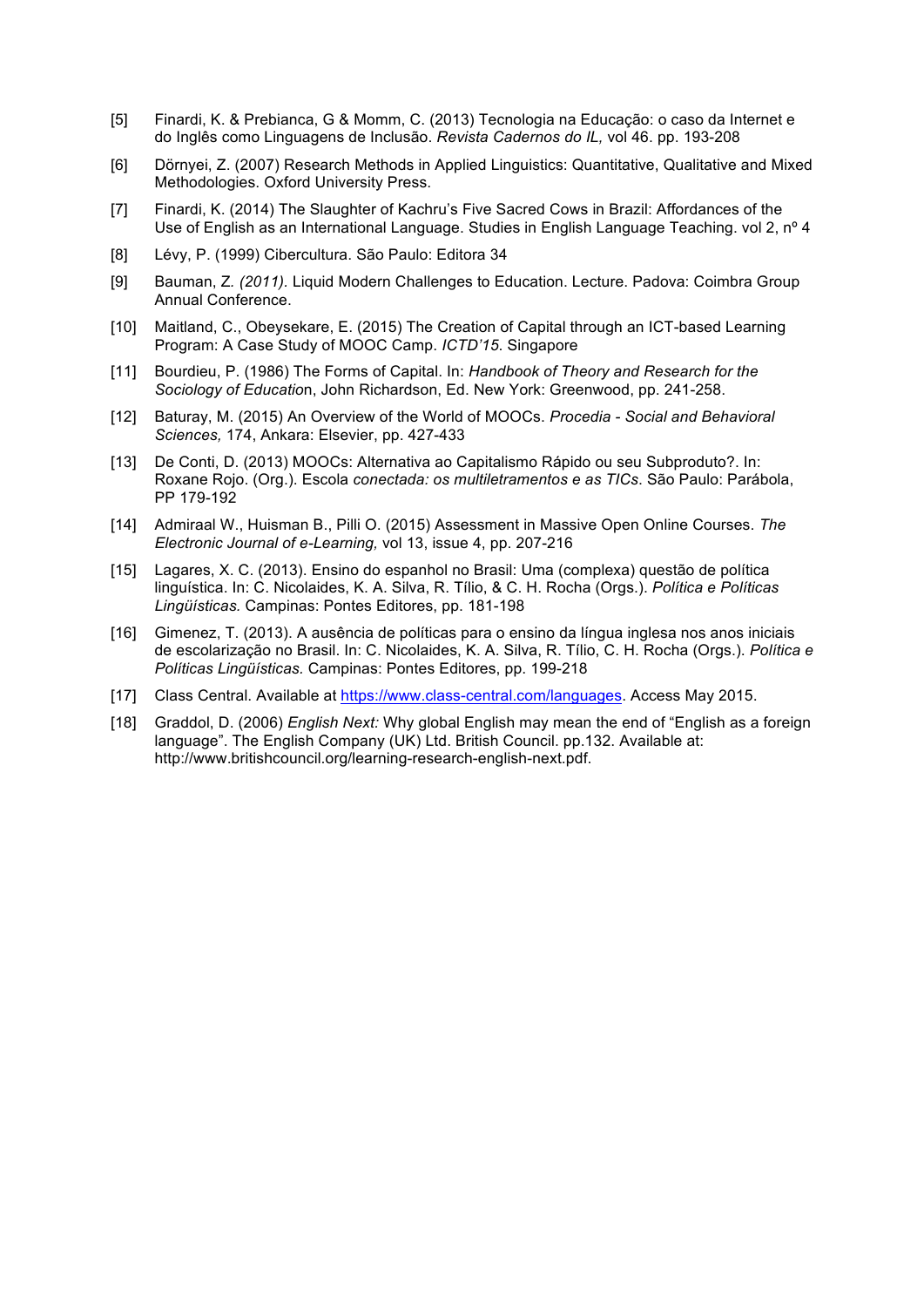[5] Finardi, K. & Prebianca, G & Momm, C. (2013) Tecnologia na Educação: o caso da Internet e do Inglês como Linguagens de Inclusão. *Revista Cadernos do IL,* vol 46. pp. 193-208

[6] Dörnyei, Z. (2007) Research Methods in Applied Linguistics: Quantitative, Qualitative and Mixed Methodologies. Oxford University Press.

[7] Finardi, K. (2014) The Slaughter of Kachru's Five Sacred Cows in Brazil: Affordances of the Use of English as an International Language. Studies in English Language Teaching. vol 2, nº 4

[8] Lévy, P. (1999) Cibercultura. São Paulo: Editora 34

[9] Bauman, Z*. (2011).* Liquid Modern Challenges to Education. Lecture. Padova: Coimbra Group Annual Conference.

[10] Maitland, C., Obeysekare, E. (2015) The Creation of Capital through an ICT-based Learning Program: A Case Study of MOOC Camp. *ICTD'15.* Singapore

[11] Bourdieu, P. (1986) The Forms of Capital. In: *Handbook of Theory and Research for the Sociology of Educatio*n, John Richardson, Ed. New York: Greenwood, pp. 241-258.

[12] Baturay, M. (2015) An Overview of the World of MOOCs. *Procedia - Social and Behavioral Sciences,* 174, Ankara: Elsevier, pp. 427-433

[13] De Conti, D. (2013) MOOCs: Alternativa ao Capitalismo Rápido ou seu Subproduto?. In: Roxane Rojo. (Org.). Escola *conectada: os multiletramentos e as TICs*. São Paulo: Parábola, PP 179-192

[14] Admiraal W., Huisman B., Pilli O. (2015) Assessment in Massive Open Online Courses. *The Electronic Journal of e-Learning,* vol 13, issue 4, pp. 207-216

[15] Lagares, X. C. (2013). Ensino do espanhol no Brasil: Uma (complexa) questão de política linguística. In: C. Nicolaides, K. A. Silva, R. Tílio, & C. H. Rocha (Orgs.). *Política e Políticas Lingüísticas.* Campinas: Pontes Editores, pp. 181-198

[16] Gimenez, T. (2013). A ausência de políticas para o ensino da língua inglesa nos anos iniciais de escolarização no Brasil. In: C. Nicolaides, K. A. Silva, R. Tílio, C. H. Rocha (Orgs.). *Política e Políticas Lingüísticas.* Campinas: Pontes Editores, pp. 199-218

[17] Class Central. Available at https://www.class-central.com/languages. Access May 2015.

[18] Graddol, D. (2006) *English Next:* Why global English may mean the end of "English as a foreign language". The English Company (UK) Ltd. British Council. pp.132. Available at: http://www.britishcouncil.org/learning-research-english-next.pdf.